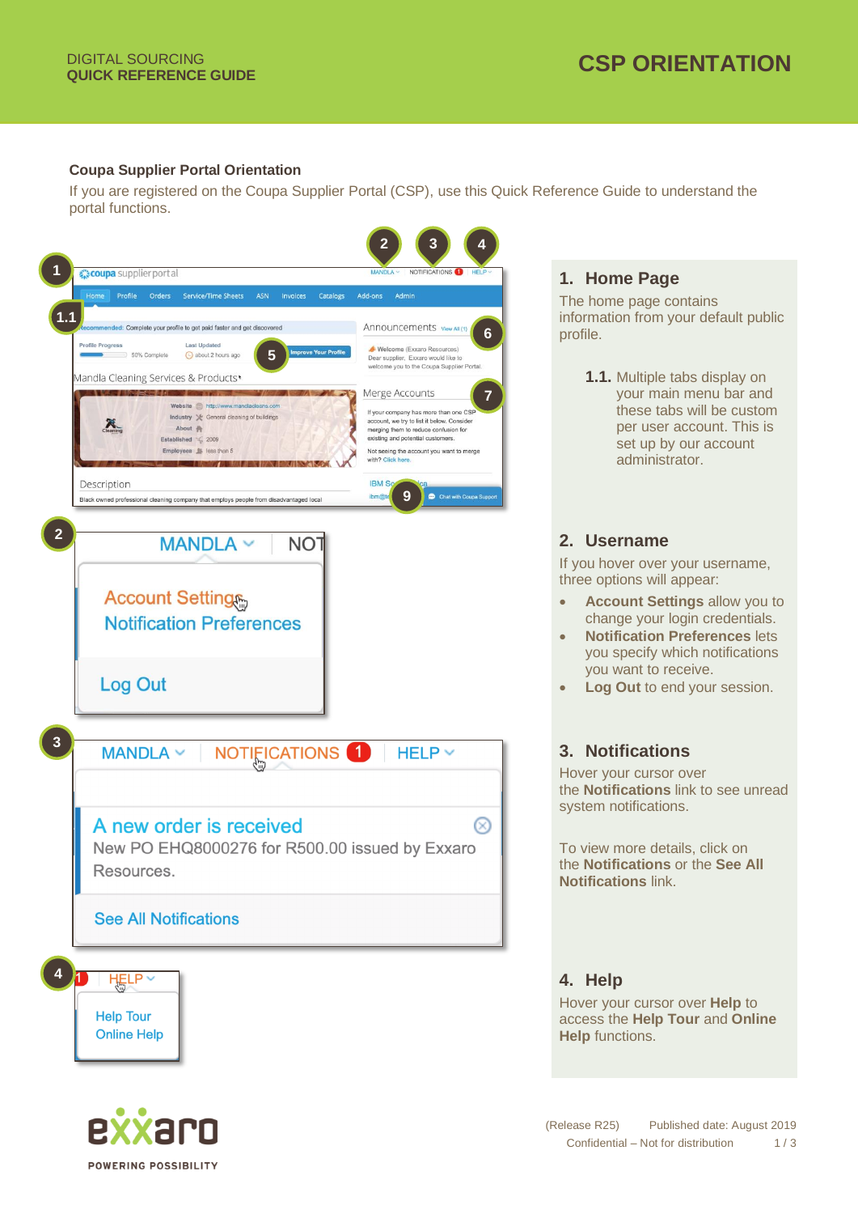DIGITAL SOURCING
**QUICK REFERENCE GUIDE**

# CSP ORIENTATION

**Coupa Supplier Portal Orientation**

If you are registered on the Coupa Supplier Portal (CSP), use this Quick Reference Guide to understand the portal functions.

## 1. Home Page

The home page contains information from your default public profile.

**1.1.** Multiple tabs display on your main menu bar and these tabs will be custom per user account. This is set up by our account administrator.

## 2. Username

If you hover over your username, three options will appear:

- **Account Settings** allow you to change your login credentials.
- **Notification Preferences** lets you specify which notifications you want to receive.
- **Log Out** to end your session.

## 3. Notifications

Hover your cursor over the **Notifications** link to see unread system notifications.

To view more details, click on the **Notifications** or the **See All Notifications** link.

## 4. Help

Hover your cursor over **Help** to access the **Help Tour** and **Online Help** functions.

(Release R25) Published date: August 2019
Confidential – Not for distribution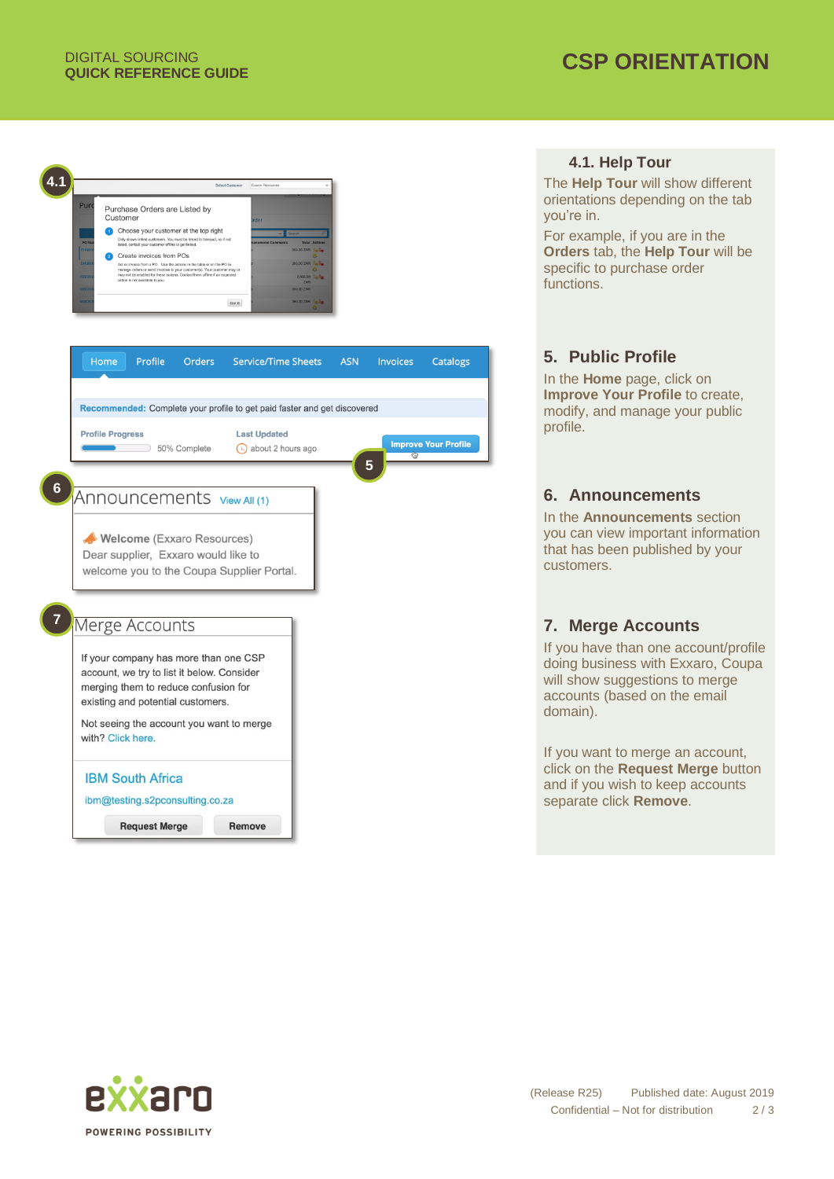## 4.1. Help Tour

The **Help Tour** will show different orientations depending on the tab you're in.

For example, if you are in the **Orders** tab, the **Help Tour** will be specific to purchase order functions.

## 5. Public Profile

In the **Home** page, click on **Improve Your Profile** to create, modify, and manage your public profile.

## 6. Announcements

In the **Announcements** section you can view important information that has been published by your customers.

## 7. Merge Accounts

If you have than one account/profile doing business with Exxaro, Coupa will show suggestions to merge accounts (based on the email domain).

If you want to merge an account, click on the **Request Merge** button and if you wish to keep accounts separate click **Remove**.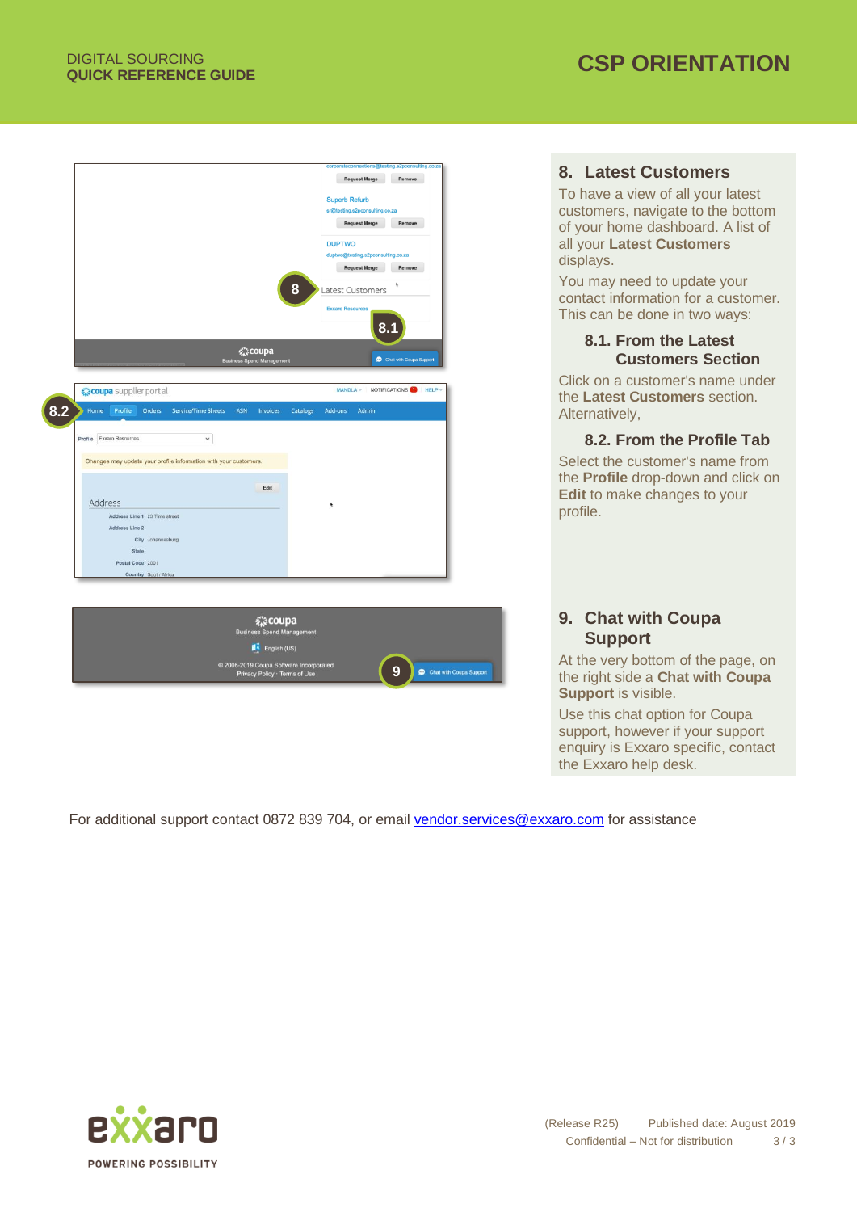## 8. Latest Customers

To have a view of all your latest customers, navigate to the bottom of your home dashboard. A list of all your **Latest Customers** displays.

You may need to update your contact information for a customer. This can be done in two ways:

### 8.1. From the Latest Customers Section

Click on a customer's name under the **Latest Customers** section. Alternatively,

### 8.2. From the Profile Tab

Select the customer's name from the **Profile** drop-down and click on **Edit** to make changes to your profile.

## 9. Chat with Coupa Support

At the very bottom of the page, on the right side a **Chat with Coupa Support** is visible.

Use this chat option for Coupa support, however if your support enquiry is Exxaro specific, contact the Exxaro help desk.

For additional support contact 0872 839 704, or email [vendor.services@exxaro.com](mailto:vendor.services@exxaro.com) for assistance